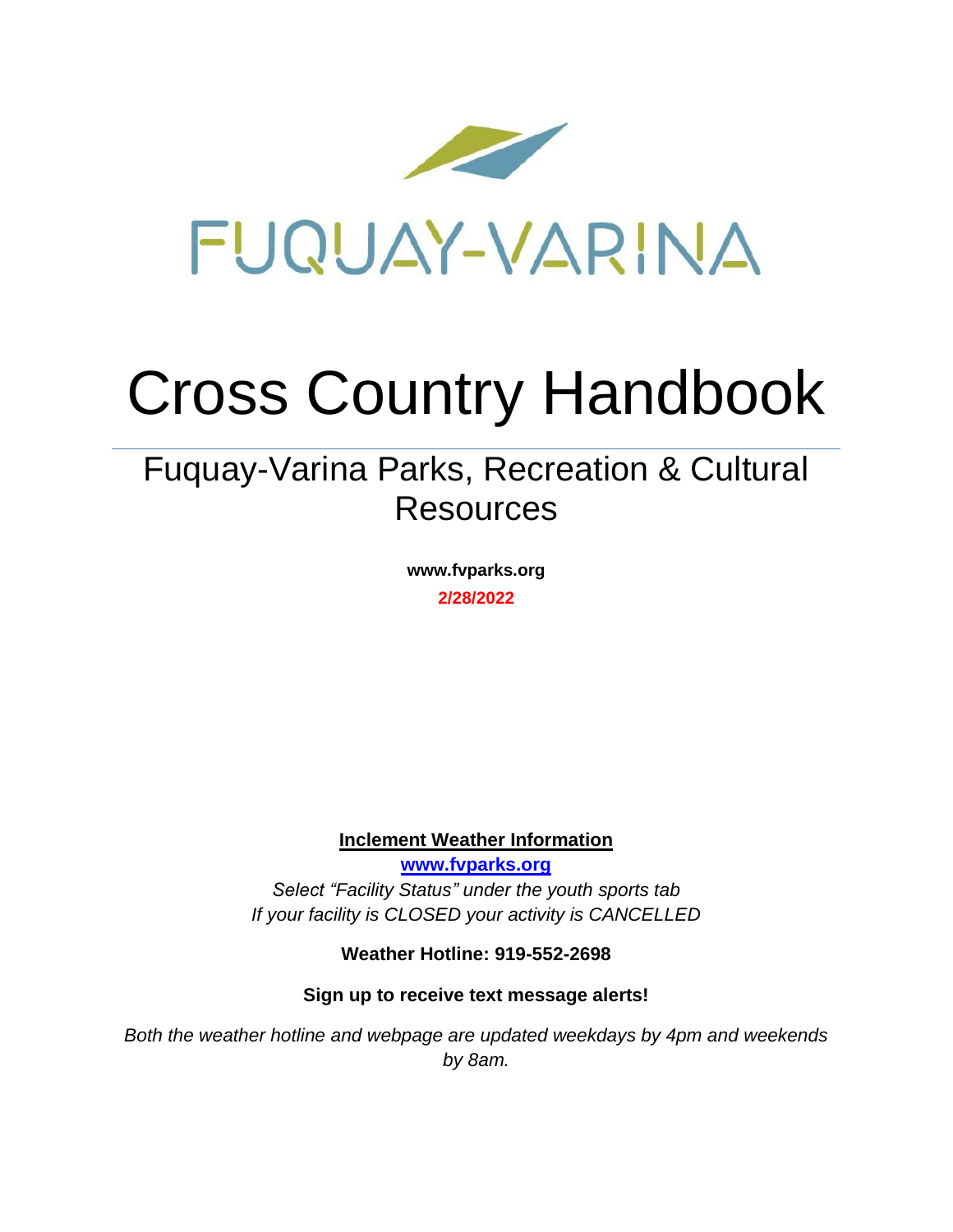FUQUAY-VARINA

# Cross Country Handbook

## Fuquay-Varina Parks, Recreation & Cultural Resources

**www.fvparks.org**

**2/28/2022**

**Inclement Weather Information**

**www.fvparks.org**

*Select "Facility Status" under the youth sports tab*

*If your facility is CLOSED your activity is CANCELLED*

**Weather Hotline: 919-552-2698**

**Sign up to receive text message alerts!**

*Both the weather hotline and webpage are updated weekdays by 4pm and weekends by 8am.*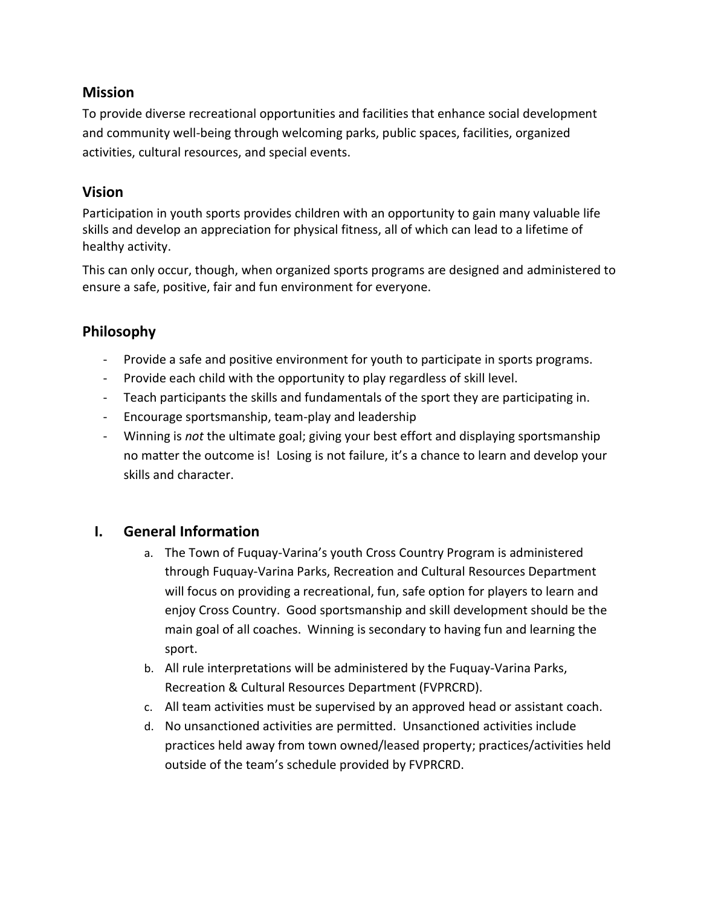## Mission

To provide diverse recreational opportunities and facilities that enhance social development and community well-being through welcoming parks, public spaces, facilities, organized activities, cultural resources, and special events.

## Vision

Participation in youth sports provides children with an opportunity to gain many valuable life skills and develop an appreciation for physical fitness, all of which can lead to a lifetime of healthy activity.

This can only occur, though, when organized sports programs are designed and administered to ensure a safe, positive, fair and fun environment for everyone.

## Philosophy

- Provide a safe and positive environment for youth to participate in sports programs.
- Provide each child with the opportunity to play regardless of skill level.
- Teach participants the skills and fundamentals of the sport they are participating in.
- Encourage sportsmanship, team-play and leadership
- Winning is *not* the ultimate goal; giving your best effort and displaying sportsmanship no matter the outcome is! Losing is not failure, it's a chance to learn and develop your skills and character.

## I. General Information

a. The Town of Fuquay-Varina's youth Cross Country Program is administered through Fuquay-Varina Parks, Recreation and Cultural Resources Department will focus on providing a recreational, fun, safe option for players to learn and enjoy Cross Country. Good sportsmanship and skill development should be the main goal of all coaches. Winning is secondary to having fun and learning the sport.

b. All rule interpretations will be administered by the Fuquay-Varina Parks, Recreation & Cultural Resources Department (FVPRCRD).

c. All team activities must be supervised by an approved head or assistant coach.

d. No unsanctioned activities are permitted. Unsanctioned activities include practices held away from town owned/leased property; practices/activities held outside of the team's schedule provided by FVPRCRD.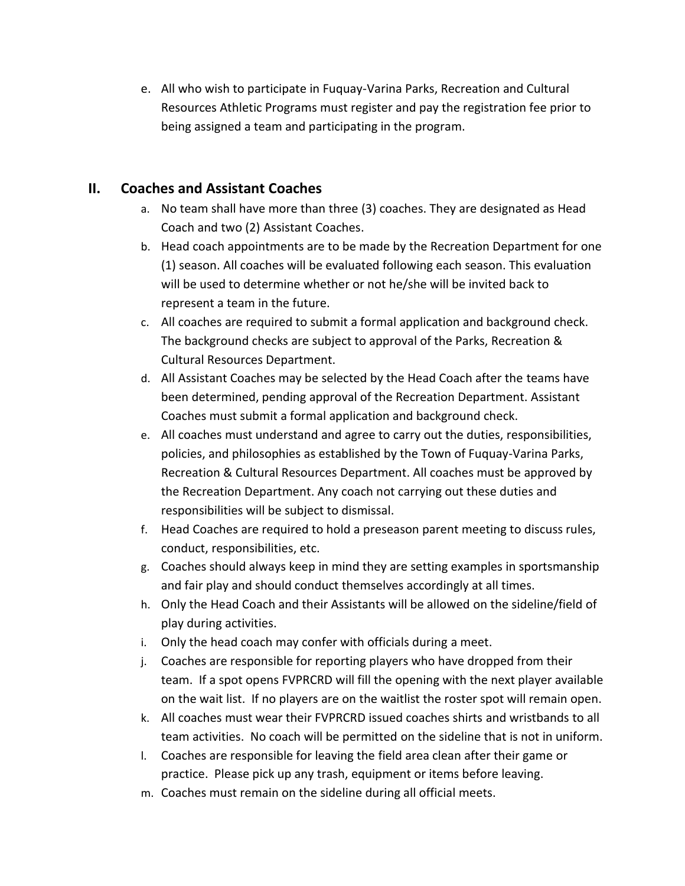e. All who wish to participate in Fuquay-Varina Parks, Recreation and Cultural Resources Athletic Programs must register and pay the registration fee prior to being assigned a team and participating in the program.

## II. Coaches and Assistant Coaches

a. No team shall have more than three (3) coaches. They are designated as Head Coach and two (2) Assistant Coaches.

b. Head coach appointments are to be made by the Recreation Department for one (1) season. All coaches will be evaluated following each season. This evaluation will be used to determine whether or not he/she will be invited back to represent a team in the future.

c. All coaches are required to submit a formal application and background check. The background checks are subject to approval of the Parks, Recreation & Cultural Resources Department.

d. All Assistant Coaches may be selected by the Head Coach after the teams have been determined, pending approval of the Recreation Department. Assistant Coaches must submit a formal application and background check.

e. All coaches must understand and agree to carry out the duties, responsibilities, policies, and philosophies as established by the Town of Fuquay-Varina Parks, Recreation & Cultural Resources Department. All coaches must be approved by the Recreation Department. Any coach not carrying out these duties and responsibilities will be subject to dismissal.

f. Head Coaches are required to hold a preseason parent meeting to discuss rules, conduct, responsibilities, etc.

g. Coaches should always keep in mind they are setting examples in sportsmanship and fair play and should conduct themselves accordingly at all times.

h. Only the Head Coach and their Assistants will be allowed on the sideline/field of play during activities.

i. Only the head coach may confer with officials during a meet.

j. Coaches are responsible for reporting players who have dropped from their team. If a spot opens FVPRCRD will fill the opening with the next player available on the wait list. If no players are on the waitlist the roster spot will remain open.

k. All coaches must wear their FVPRCRD issued coaches shirts and wristbands to all team activities. No coach will be permitted on the sideline that is not in uniform.

l. Coaches are responsible for leaving the field area clean after their game or practice. Please pick up any trash, equipment or items before leaving.

m. Coaches must remain on the sideline during all official meets.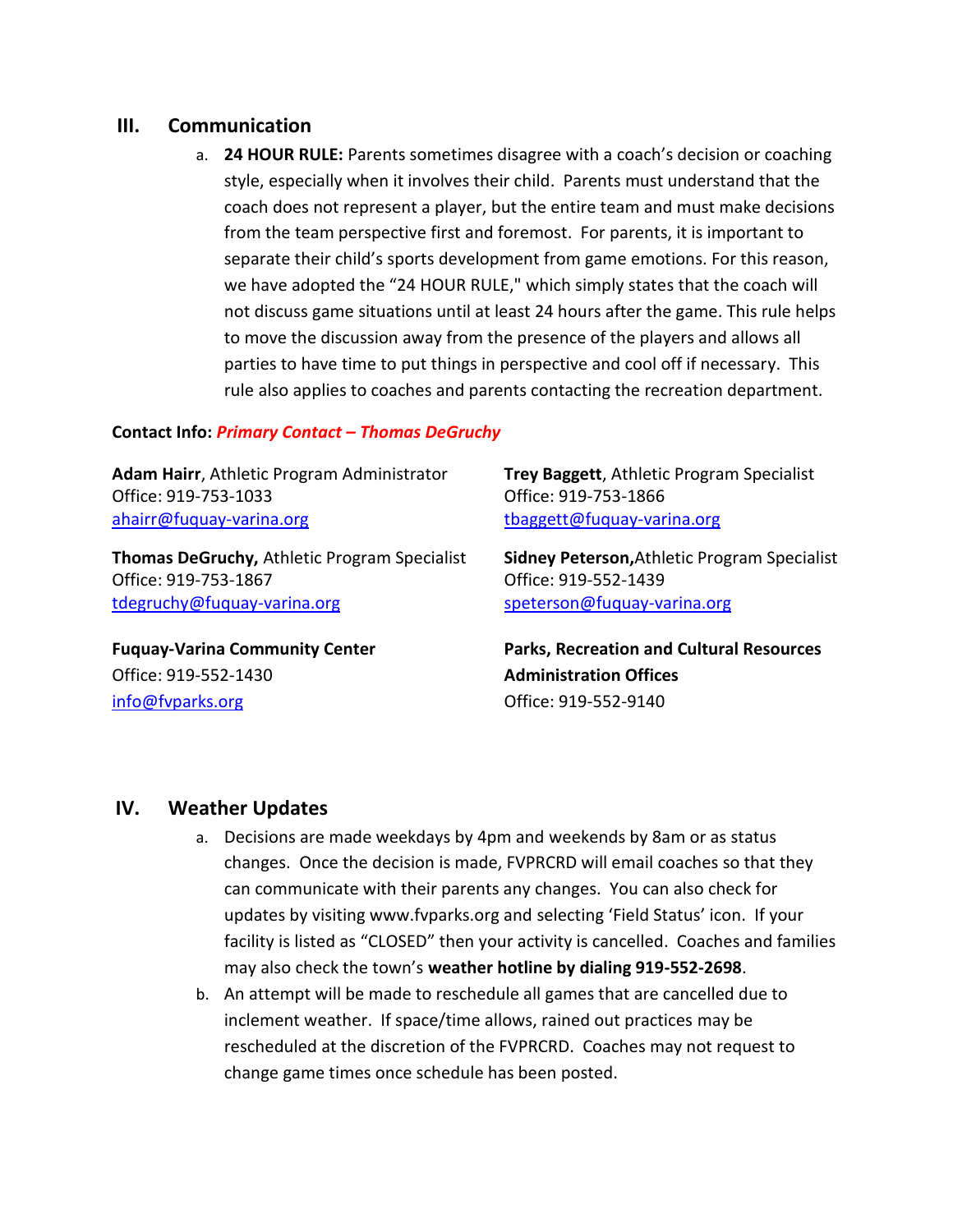## III. Communication

a. **24 HOUR RULE:** Parents sometimes disagree with a coach's decision or coaching style, especially when it involves their child. Parents must understand that the coach does not represent a player, but the entire team and must make decisions from the team perspective first and foremost. For parents, it is important to separate their child's sports development from game emotions. For this reason, we have adopted the "24 HOUR RULE," which simply states that the coach will not discuss game situations until at least 24 hours after the game. This rule helps to move the discussion away from the presence of the players and allows all parties to have time to put things in perspective and cool off if necessary. This rule also applies to coaches and parents contacting the recreation department.

**Contact Info:** ***Primary Contact – Thomas DeGruchy***

**Adam Hairr**, Athletic Program Administrator
Office: 919-753-1033
ahairr@fuquay-varina.org

**Trey Baggett**, Athletic Program Specialist
Office: 919-753-1866
tbaggett@fuquay-varina.org

**Thomas DeGruchy,** Athletic Program Specialist
Office: 919-753-1867
tdegruchy@fuquay-varina.org

**Sidney Peterson,**Athletic Program Specialist
Office: 919-552-1439
speterson@fuquay-varina.org

**Fuquay-Varina Community Center**
Office: 919-552-1430
info@fvparks.org

**Parks, Recreation and Cultural Resources Administration Offices**
Office: 919-552-9140

## IV. Weather Updates

a. Decisions are made weekdays by 4pm and weekends by 8am or as status changes. Once the decision is made, FVPRCRD will email coaches so that they can communicate with their parents any changes. You can also check for updates by visiting www.fvparks.org and selecting 'Field Status' icon. If your facility is listed as "CLOSED" then your activity is cancelled. Coaches and families may also check the town's **weather hotline by dialing 919-552-2698**.

b. An attempt will be made to reschedule all games that are cancelled due to inclement weather. If space/time allows, rained out practices may be rescheduled at the discretion of the FVPRCRD. Coaches may not request to change game times once schedule has been posted.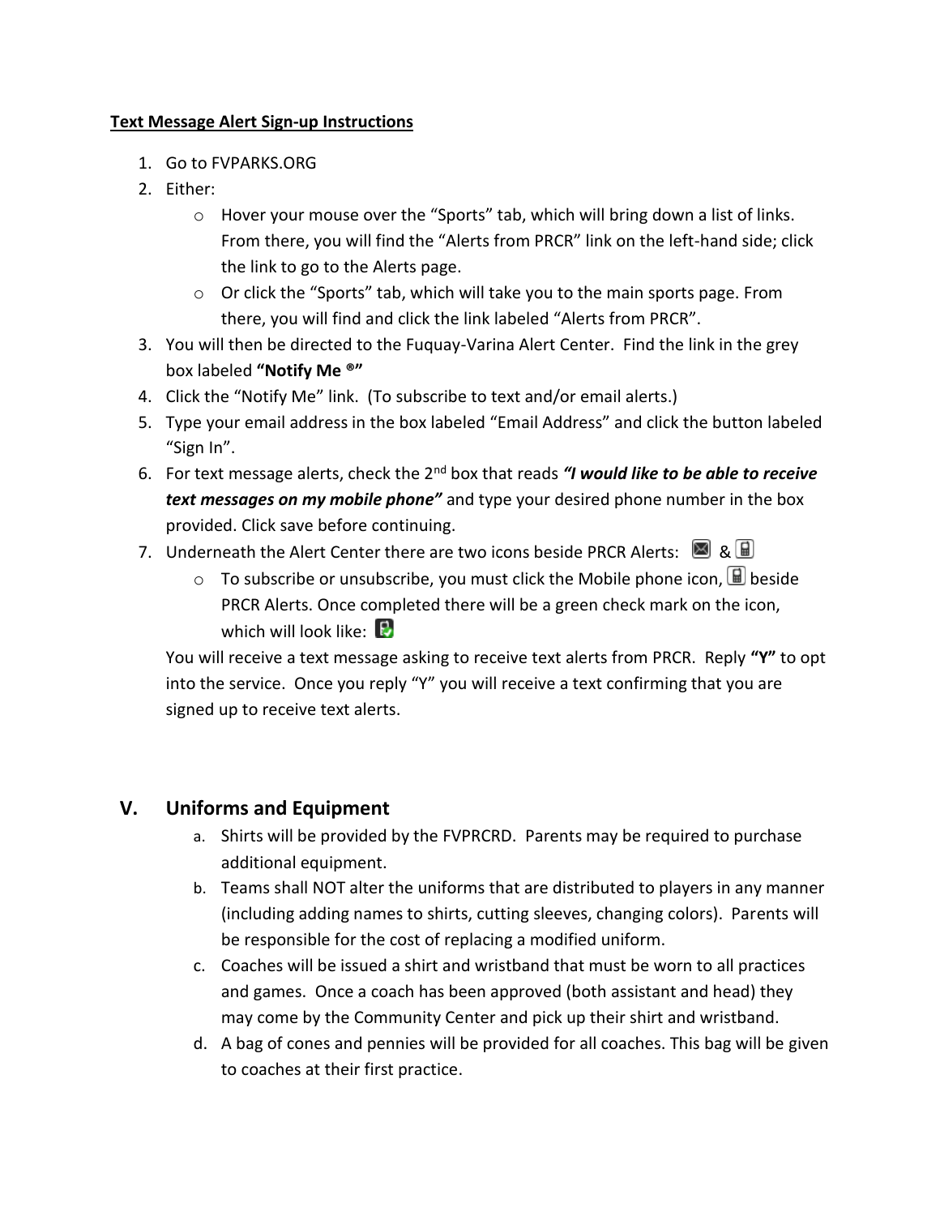**Text Message Alert Sign-up Instructions**

1. Go to FVPARKS.ORG
2. Either:
   - Hover your mouse over the "Sports" tab, which will bring down a list of links. From there, you will find the "Alerts from PRCR" link on the left-hand side; click the link to go to the Alerts page.
   - Or click the "Sports" tab, which will take you to the main sports page. From there, you will find and click the link labeled "Alerts from PRCR".
3. You will then be directed to the Fuquay-Varina Alert Center. Find the link in the grey box labeled **"Notify Me ®"**
4. Click the "Notify Me" link. (To subscribe to text and/or email alerts.)
5. Type your email address in the box labeled "Email Address" and click the button labeled "Sign In".
6. For text message alerts, check the 2nd box that reads ***"I would like to be able to receive text messages on my mobile phone"*** and type your desired phone number in the box provided. Click save before continuing.
7. Underneath the Alert Center there are two icons beside PRCR Alerts: &
   - To subscribe or unsubscribe, you must click the Mobile phone icon, beside PRCR Alerts. Once completed there will be a green check mark on the icon, which will look like:

   You will receive a text message asking to receive text alerts from PRCR. Reply **"Y"** to opt into the service. Once you reply "Y" you will receive a text confirming that you are signed up to receive text alerts.

## V. Uniforms and Equipment

a. Shirts will be provided by the FVPRCRD. Parents may be required to purchase additional equipment.

b. Teams shall NOT alter the uniforms that are distributed to players in any manner (including adding names to shirts, cutting sleeves, changing colors). Parents will be responsible for the cost of replacing a modified uniform.

c. Coaches will be issued a shirt and wristband that must be worn to all practices and games. Once a coach has been approved (both assistant and head) they may come by the Community Center and pick up their shirt and wristband.

d. A bag of cones and pennies will be provided for all coaches. This bag will be given to coaches at their first practice.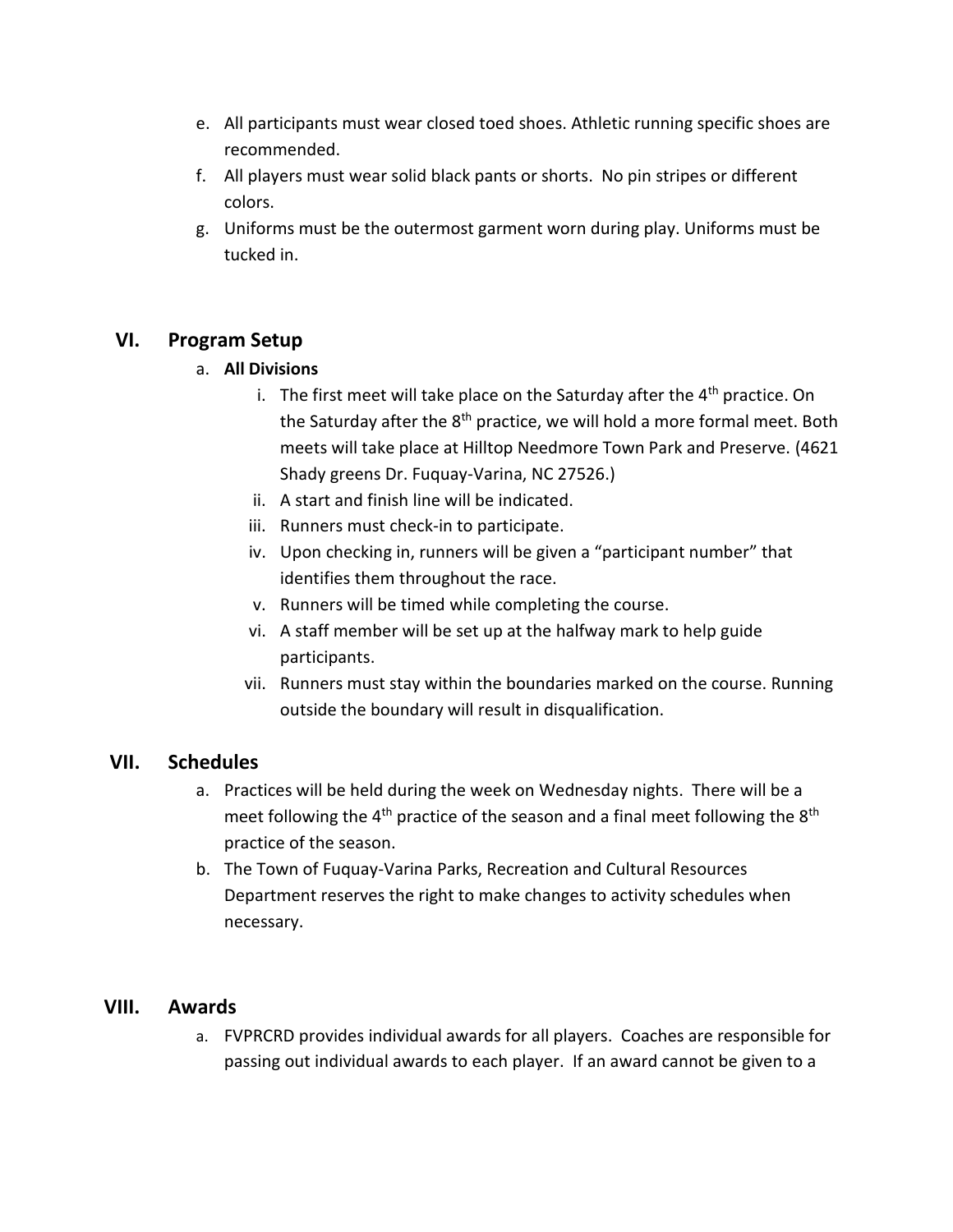e. All participants must wear closed toed shoes. Athletic running specific shoes are recommended.
f. All players must wear solid black pants or shorts. No pin stripes or different colors.
g. Uniforms must be the outermost garment worn during play. Uniforms must be tucked in.

## VI. Program Setup

a. **All Divisions**
   i. The first meet will take place on the Saturday after the 4th practice. On the Saturday after the 8th practice, we will hold a more formal meet. Both meets will take place at Hilltop Needmore Town Park and Preserve. (4621 Shady greens Dr. Fuquay-Varina, NC 27526.)
   ii. A start and finish line will be indicated.
   iii. Runners must check-in to participate.
   iv. Upon checking in, runners will be given a "participant number" that identifies them throughout the race.
   v. Runners will be timed while completing the course.
   vi. A staff member will be set up at the halfway mark to help guide participants.
   vii. Runners must stay within the boundaries marked on the course. Running outside the boundary will result in disqualification.

## VII. Schedules

a. Practices will be held during the week on Wednesday nights. There will be a meet following the 4th practice of the season and a final meet following the 8th practice of the season.
b. The Town of Fuquay-Varina Parks, Recreation and Cultural Resources Department reserves the right to make changes to activity schedules when necessary.

## VIII. Awards

a. FVPRCRD provides individual awards for all players. Coaches are responsible for passing out individual awards to each player. If an award cannot be given to a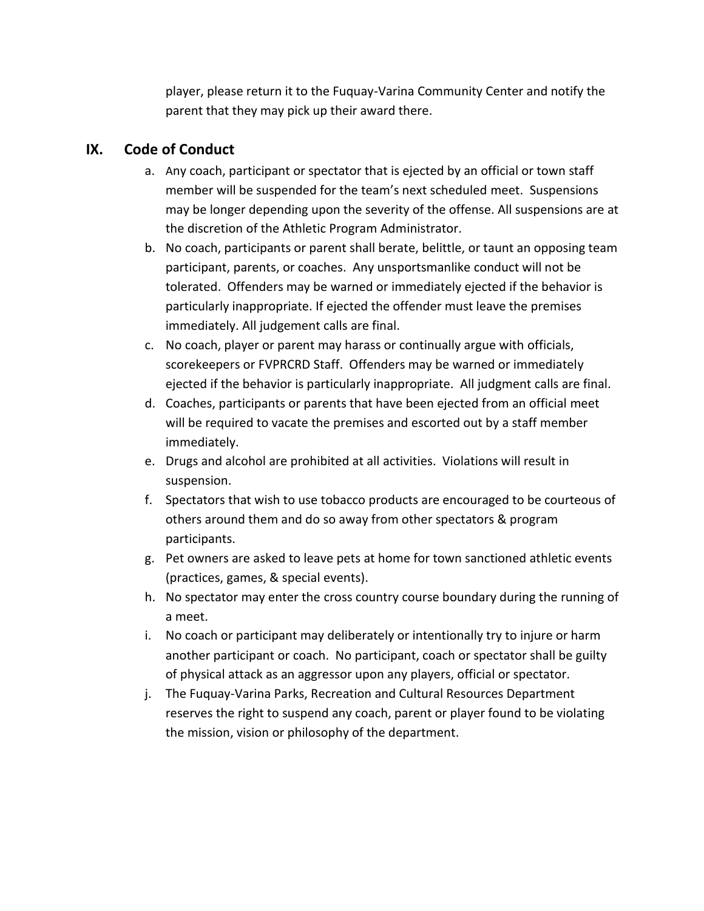player, please return it to the Fuquay-Varina Community Center and notify the parent that they may pick up their award there.

## IX. Code of Conduct

a. Any coach, participant or spectator that is ejected by an official or town staff member will be suspended for the team's next scheduled meet. Suspensions may be longer depending upon the severity of the offense. All suspensions are at the discretion of the Athletic Program Administrator.

b. No coach, participants or parent shall berate, belittle, or taunt an opposing team participant, parents, or coaches. Any unsportsmanlike conduct will not be tolerated. Offenders may be warned or immediately ejected if the behavior is particularly inappropriate. If ejected the offender must leave the premises immediately. All judgement calls are final.

c. No coach, player or parent may harass or continually argue with officials, scorekeepers or FVPRCRD Staff. Offenders may be warned or immediately ejected if the behavior is particularly inappropriate. All judgment calls are final.

d. Coaches, participants or parents that have been ejected from an official meet will be required to vacate the premises and escorted out by a staff member immediately.

e. Drugs and alcohol are prohibited at all activities. Violations will result in suspension.

f. Spectators that wish to use tobacco products are encouraged to be courteous of others around them and do so away from other spectators & program participants.

g. Pet owners are asked to leave pets at home for town sanctioned athletic events (practices, games, & special events).

h. No spectator may enter the cross country course boundary during the running of a meet.

i. No coach or participant may deliberately or intentionally try to injure or harm another participant or coach. No participant, coach or spectator shall be guilty of physical attack as an aggressor upon any players, official or spectator.

j. The Fuquay-Varina Parks, Recreation and Cultural Resources Department reserves the right to suspend any coach, parent or player found to be violating the mission, vision or philosophy of the department.